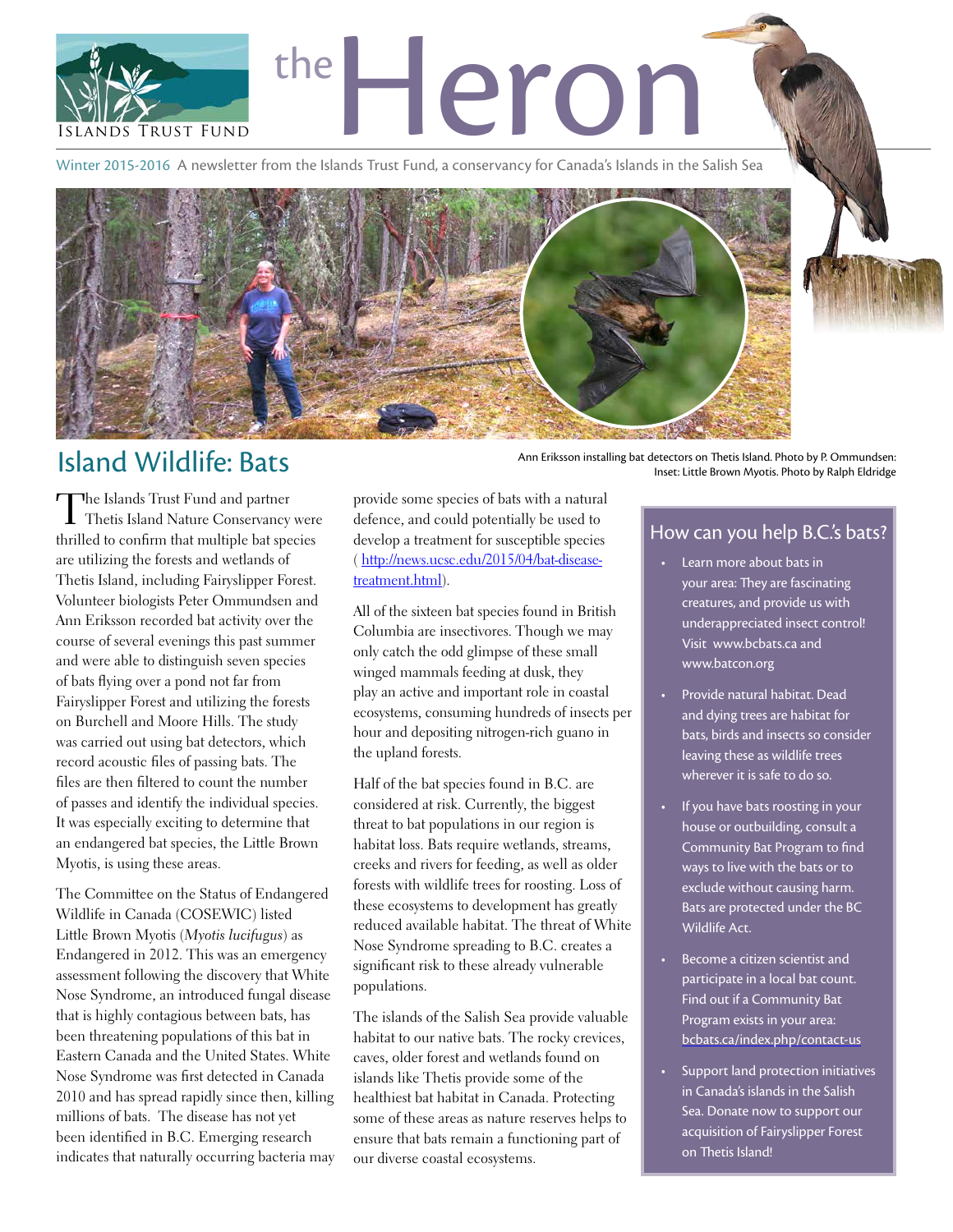Islands Trust Fund

# the Heron

Winter 2015-2016 A newsletter from the Islands Trust Fund, a conservancy for Canada's Islands in the Salish Sea

Ann Eriksson installing bat detectors on Thetis Island. Photo by P. Ommundsen: Inset: Little Brown Myotis. Photo by Ralph Eldridge

## Island Wildlife: Bats

The Islands Trust Fund and partner Thetis Island Nature Conservancy were thrilled to confirm that multiple bat species are utilizing the forests and wetlands of Thetis Island, including Fairyslipper Forest. Volunteer biologists Peter Ommundsen and Ann Eriksson recorded bat activity over the course of several evenings this past summer and were able to distinguish seven species of bats flying over a pond not far from Fairyslipper Forest and utilizing the forests on Burchell and Moore Hills. The study was carried out using bat detectors, which record acoustic files of passing bats. The files are then filtered to count the number of passes and identify the individual species. It was especially exciting to determine that an endangered bat species, the Little Brown Myotis, is using these areas.

The Committee on the Status of Endangered Wildlife in Canada (COSEWIC) listed Little Brown Myotis (*Myotis lucifugus*) as Endangered in 2012. This was an emergency assessment following the discovery that White Nose Syndrome, an introduced fungal disease that is highly contagious between bats, has been threatening populations of this bat in Eastern Canada and the United States. White Nose Syndrome was first detected in Canada 2010 and has spread rapidly since then, killing millions of bats. The disease has not yet been identified in B.C. Emerging research indicates that naturally occurring bacteria may provide some species of bats with a natural defence, and could potentially be used to develop a treatment for susceptible species ( http://news.ucsc.edu/2015/04/bat-disease-treatment.html).

All of the sixteen bat species found in British Columbia are insectivores. Though we may only catch the odd glimpse of these small winged mammals feeding at dusk, they play an active and important role in coastal ecosystems, consuming hundreds of insects per hour and depositing nitrogen-rich guano in the upland forests.

Half of the bat species found in B.C. are considered at risk. Currently, the biggest threat to bat populations in our region is habitat loss. Bats require wetlands, streams, creeks and rivers for feeding, as well as older forests with wildlife trees for roosting. Loss of these ecosystems to development has greatly reduced available habitat. The threat of White Nose Syndrome spreading to B.C. creates a significant risk to these already vulnerable populations.

The islands of the Salish Sea provide valuable habitat to our native bats. The rocky crevices, caves, older forest and wetlands found on islands like Thetis provide some of the healthiest bat habitat in Canada. Protecting some of these areas as nature reserves helps to ensure that bats remain a functioning part of our diverse coastal ecosystems.

### How can you help B.C.'s bats?

- Learn more about bats in your area: They are fascinating creatures, and provide us with underappreciated insect control! Visit www.bcbats.ca and www.batcon.org
- Provide natural habitat. Dead and dying trees are habitat for bats, birds and insects so consider leaving these as wildlife trees wherever it is safe to do so.
- If you have bats roosting in your house or outbuilding, consult a Community Bat Program to find ways to live with the bats or to exclude without causing harm. Bats are protected under the BC Wildlife Act.
- Become a citizen scientist and participate in a local bat count. Find out if a Community Bat Program exists in your area: bcbats.ca/index.php/contact-us
- Support land protection initiatives in Canada's islands in the Salish Sea. Donate now to support our acquisition of Fairyslipper Forest on Thetis Island!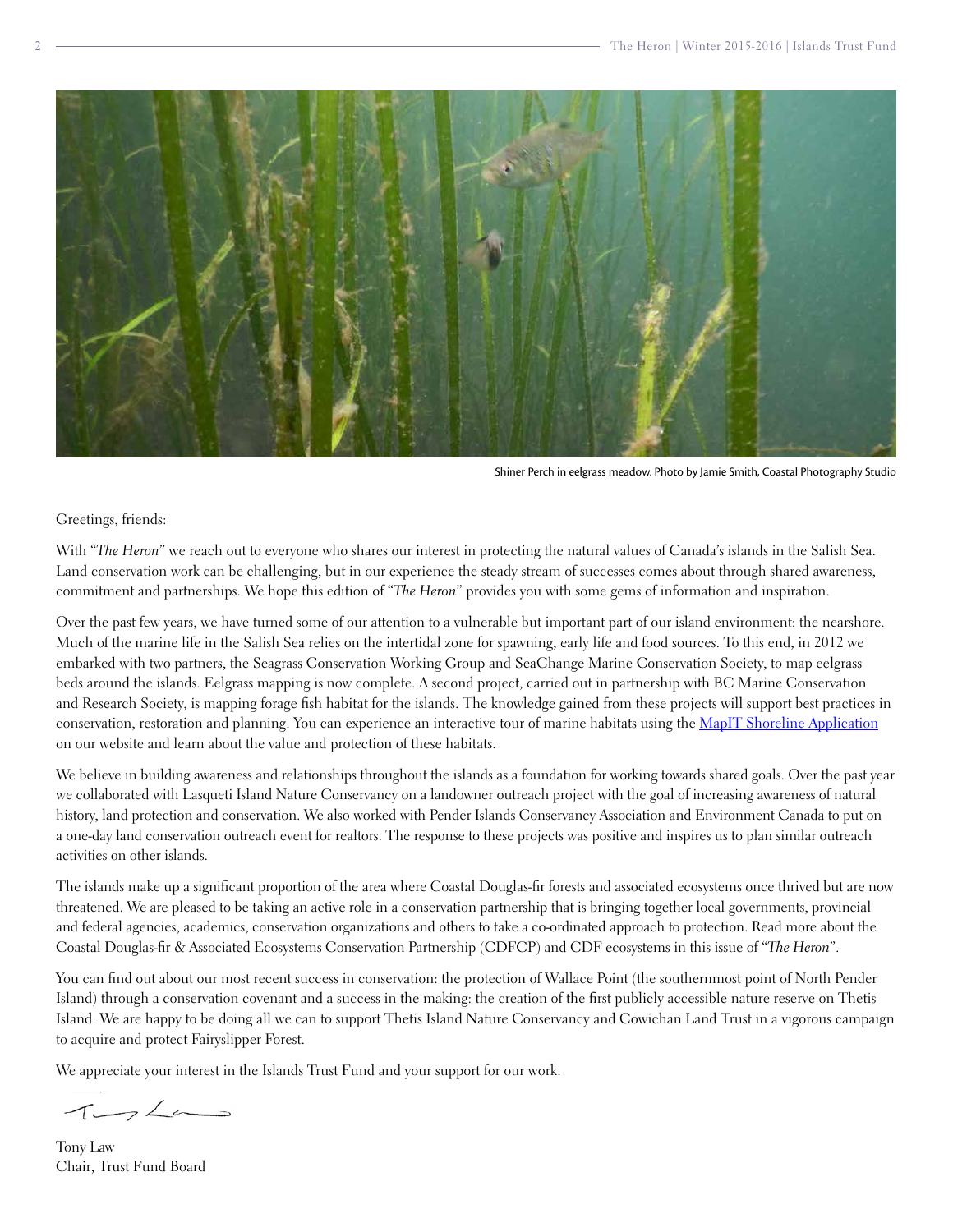Shiner Perch in eelgrass meadow. Photo by Jamie Smith, Coastal Photography Studio

Greetings, friends:

With "*The Heron*" we reach out to everyone who shares our interest in protecting the natural values of Canada's islands in the Salish Sea. Land conservation work can be challenging, but in our experience the steady stream of successes comes about through shared awareness, commitment and partnerships. We hope this edition of "*The Heron*" provides you with some gems of information and inspiration.

Over the past few years, we have turned some of our attention to a vulnerable but important part of our island environment: the nearshore. Much of the marine life in the Salish Sea relies on the intertidal zone for spawning, early life and food sources. To this end, in 2012 we embarked with two partners, the Seagrass Conservation Working Group and SeaChange Marine Conservation Society, to map eelgrass beds around the islands. Eelgrass mapping is now complete. A second project, carried out in partnership with BC Marine Conservation and Research Society, is mapping forage fish habitat for the islands. The knowledge gained from these projects will support best practices in conservation, restoration and planning. You can experience an interactive tour of marine habitats using the MapIT Shoreline Application on our website and learn about the value and protection of these habitats.

We believe in building awareness and relationships throughout the islands as a foundation for working towards shared goals. Over the past year we collaborated with Lasqueti Island Nature Conservancy on a landowner outreach project with the goal of increasing awareness of natural history, land protection and conservation. We also worked with Pender Islands Conservancy Association and Environment Canada to put on a one-day land conservation outreach event for realtors. The response to these projects was positive and inspires us to plan similar outreach activities on other islands.

The islands make up a significant proportion of the area where Coastal Douglas-fir forests and associated ecosystems once thrived but are now threatened. We are pleased to be taking an active role in a conservation partnership that is bringing together local governments, provincial and federal agencies, academics, conservation organizations and others to take a co-ordinated approach to protection. Read more about the Coastal Douglas-fir & Associated Ecosystems Conservation Partnership (CDFCP) and CDF ecosystems in this issue of "*The Heron*".

You can find out about our most recent success in conservation: the protection of Wallace Point (the southernmost point of North Pender Island) through a conservation covenant and a success in the making: the creation of the first publicly accessible nature reserve on Thetis Island. We are happy to be doing all we can to support Thetis Island Nature Conservancy and Cowichan Land Trust in a vigorous campaign to acquire and protect Fairyslipper Forest.

We appreciate your interest in the Islands Trust Fund and your support for our work.

Tony Law
Chair, Trust Fund Board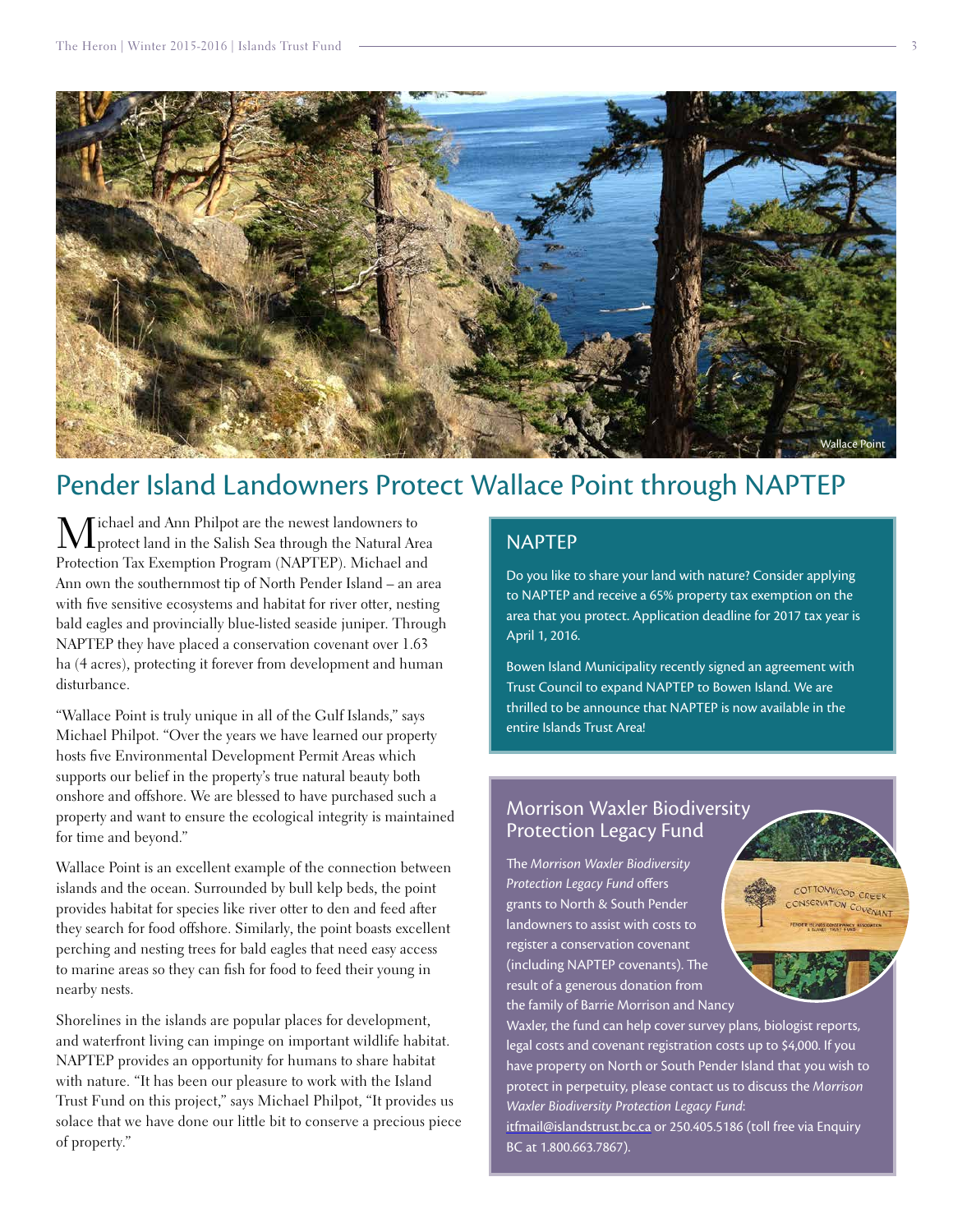Wallace Point

# Pender Island Landowners Protect Wallace Point through NAPTEP

Michael and Ann Philpot are the newest landowners to protect land in the Salish Sea through the Natural Area Protection Tax Exemption Program (NAPTEP). Michael and Ann own the southernmost tip of North Pender Island – an area with five sensitive ecosystems and habitat for river otter, nesting bald eagles and provincially blue-listed seaside juniper. Through NAPTEP they have placed a conservation covenant over 1.63 ha (4 acres), protecting it forever from development and human disturbance.

"Wallace Point is truly unique in all of the Gulf Islands," says Michael Philpot. "Over the years we have learned our property hosts five Environmental Development Permit Areas which supports our belief in the property's true natural beauty both onshore and offshore. We are blessed to have purchased such a property and want to ensure the ecological integrity is maintained for time and beyond."

Wallace Point is an excellent example of the connection between islands and the ocean. Surrounded by bull kelp beds, the point provides habitat for species like river otter to den and feed after they search for food offshore. Similarly, the point boasts excellent perching and nesting trees for bald eagles that need easy access to marine areas so they can fish for food to feed their young in nearby nests.

Shorelines in the islands are popular places for development, and waterfront living can impinge on important wildlife habitat. NAPTEP provides an opportunity for humans to share habitat with nature. "It has been our pleasure to work with the Island Trust Fund on this project," says Michael Philpot, "It provides us solace that we have done our little bit to conserve a precious piece of property."

## NAPTEP

Do you like to share your land with nature? Consider applying to NAPTEP and receive a 65% property tax exemption on the area that you protect. Application deadline for 2017 tax year is April 1, 2016.

Bowen Island Municipality recently signed an agreement with Trust Council to expand NAPTEP to Bowen Island. We are thrilled to be announce that NAPTEP is now available in the entire Islands Trust Area!

## Morrison Waxler Biodiversity Protection Legacy Fund

The *Morrison Waxler Biodiversity Protection Legacy Fund* offers grants to North & South Pender landowners to assist with costs to register a conservation covenant (including NAPTEP covenants). The result of a generous donation from the family of Barrie Morrison and Nancy Waxler, the fund can help cover survey plans, biologist reports, legal costs and covenant registration costs up to $4,000. If you have property on North or South Pender Island that you wish to protect in perpetuity, please contact us to discuss the *Morrison Waxler Biodiversity Protection Legacy Fund*: itfmail@islandstrust.bc.ca or 250.405.5186 (toll free via Enquiry BC at 1.800.663.7867).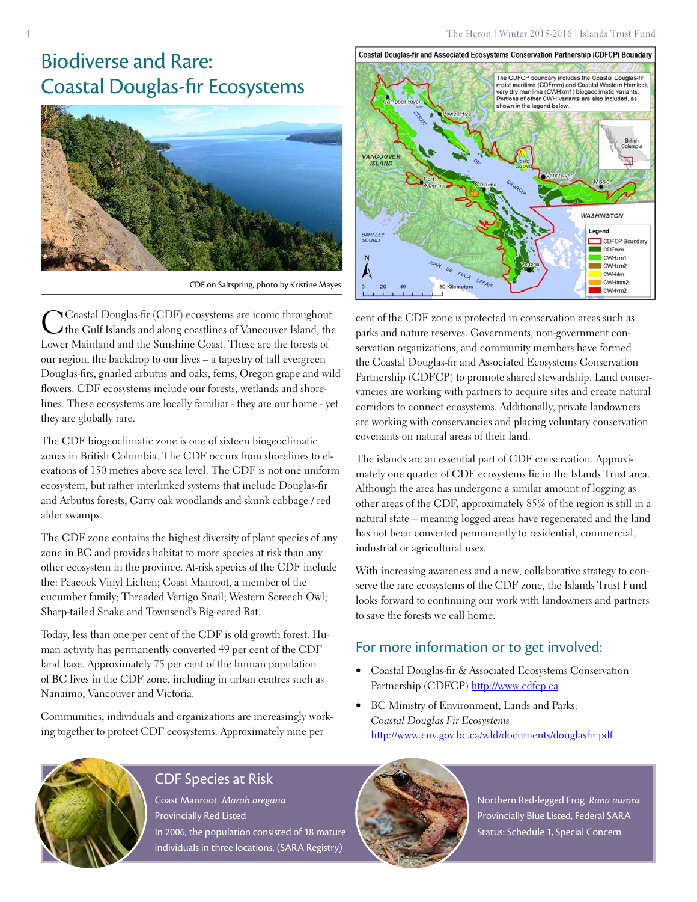# Biodiverse and Rare: Coastal Douglas-fir Ecosystems

CDF on Saltspring, photo by Kristine Mayes

Coastal Douglas-fir and Associated Ecosystems Conservation Partnership (CDFCP) Boundary

The CDFCP boundary includes the Coastal Douglas-fir moist maritime (CDFmm) and Coastal Western Hemlock very dry maritime (CWHxm1) biogeoclimatic variants. Portions of other CWH variants are also included, as shown in the legend below.

Legend: CDFCP Boundary, CDFmm, CWHxm1, CWHxm2, CWHdm, CWHmm2, CWHvm2

Coastal Douglas-fir (CDF) ecosystems are iconic throughout the Gulf Islands and along coastlines of Vancouver Island, the Lower Mainland and the Sunshine Coast. These are the forests of our region, the backdrop to our lives – a tapestry of tall evergreen Douglas-firs, gnarled arbutus and oaks, ferns, Oregon grape and wild flowers. CDF ecosystems include our forests, wetlands and shorelines. These ecosystems are locally familiar - they are our home - yet they are globally rare.

The CDF biogeoclimatic zone is one of sixteen biogeoclimatic zones in British Columbia. The CDF occurs from shorelines to elevations of 150 metres above sea level. The CDF is not one uniform ecosystem, but rather interlinked systems that include Douglas-fir and Arbutus forests, Garry oak woodlands and skunk cabbage / red alder swamps.

The CDF zone contains the highest diversity of plant species of any zone in BC and provides habitat to more species at risk than any other ecosystem in the province. At-risk species of the CDF include the: Peacock Vinyl Lichen; Coast Manroot, a member of the cucumber family; Threaded Vertigo Snail; Western Screech Owl; Sharp-tailed Snake and Townsend's Big-eared Bat.

Today, less than one per cent of the CDF is old growth forest. Human activity has permanently converted 49 per cent of the CDF land base. Approximately 75 per cent of the human population of BC lives in the CDF zone, including in urban centres such as Nanaimo, Vancouver and Victoria.

Communities, individuals and organizations are increasingly working together to protect CDF ecosystems. Approximately nine per cent of the CDF zone is protected in conservation areas such as parks and nature reserves. Governments, non-government conservation organizations, and community members have formed the Coastal Douglas-fir and Associated Ecosystems Conservation Partnership (CDFCP) to promote shared stewardship. Land conservancies are working with partners to acquire sites and create natural corridors to connect ecosystems. Additionally, private landowners are working with conservancies and placing voluntary conservation covenants on natural areas of their land.

The islands are an essential part of CDF conservation. Approximately one quarter of CDF ecosystems lie in the Islands Trust area. Although the area has undergone a similar amount of logging as other areas of the CDF, approximately 85% of the region is still in a natural state – meaning logged areas have regenerated and the land has not been converted permanently to residential, commercial, industrial or agricultural uses.

With increasing awareness and a new, collaborative strategy to conserve the rare ecosystems of the CDF zone, the Islands Trust Fund looks forward to continuing our work with landowners and partners to save the forests we call home.

## For more information or to get involved:

- Coastal Douglas-fir & Associated Ecosystems Conservation Partnership (CDFCP) http://www.cdfcp.ca
- BC Ministry of Environment, Lands and Parks: *Coastal Douglas Fir Ecosystems* http://www.env.gov.bc.ca/wld/documents/douglasfir.pdf

## CDF Species at Risk

Coast Manroot *Marah oregana*
Provincially Red Listed
In 2006, the population consisted of 18 mature individuals in three locations. (SARA Registry)

Northern Red-legged Frog *Rana aurora*
Provincially Blue Listed, Federal SARA Status: Schedule 1, Special Concern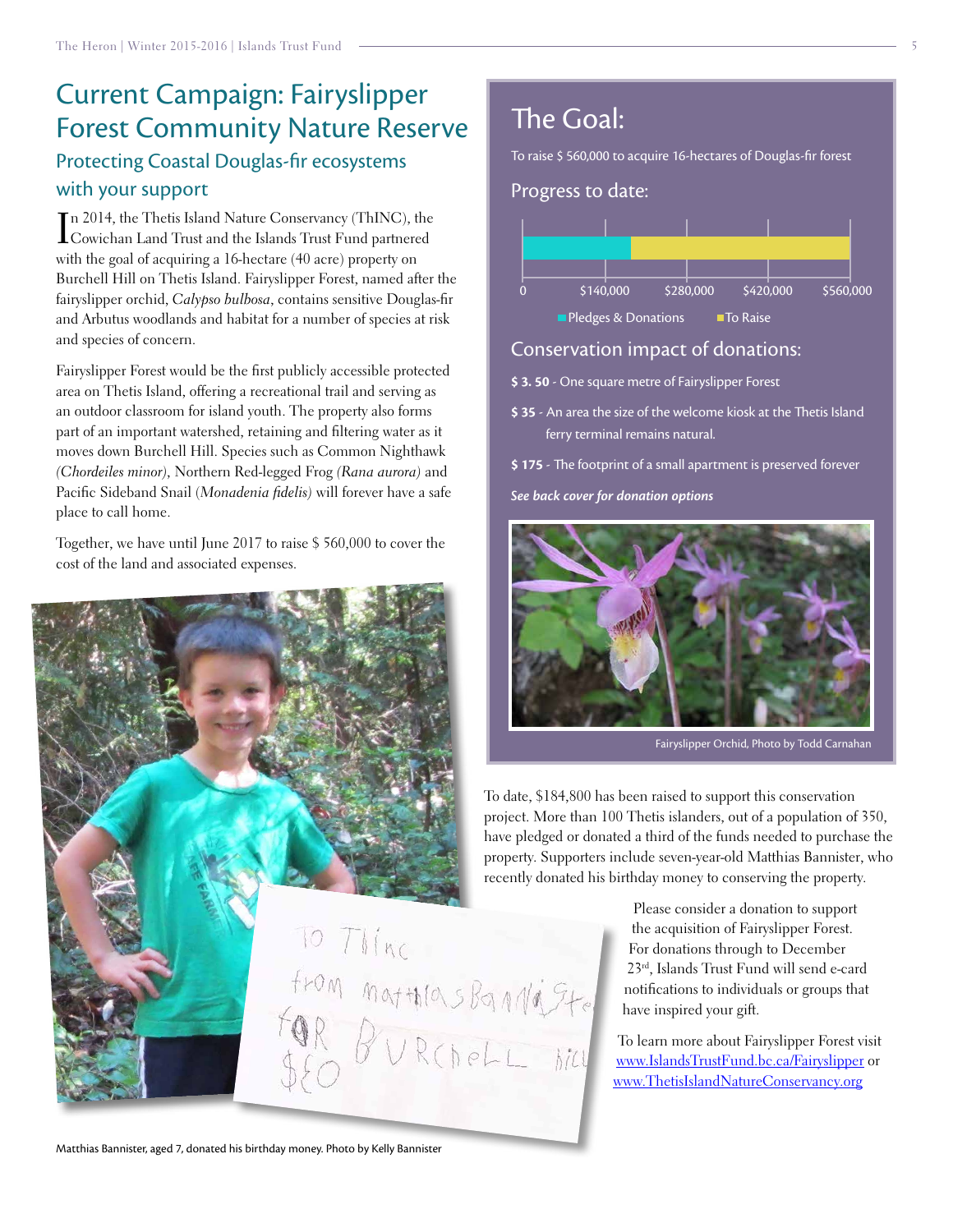# Current Campaign: Fairyslipper Forest Community Nature Reserve

## Protecting Coastal Douglas-fir ecosystems with your support

In 2014, the Thetis Island Nature Conservancy (ThINC), the Cowichan Land Trust and the Islands Trust Fund partnered with the goal of acquiring a 16-hectare (40 acre) property on Burchell Hill on Thetis Island. Fairyslipper Forest, named after the fairyslipper orchid, *Calypso bulbosa*, contains sensitive Douglas-fir and Arbutus woodlands and habitat for a number of species at risk and species of concern.

Fairyslipper Forest would be the first publicly accessible protected area on Thetis Island, offering a recreational trail and serving as an outdoor classroom for island youth. The property also forms part of an important watershed, retaining and filtering water as it moves down Burchell Hill. Species such as Common Nighthawk *(Chordeiles minor)*, Northern Red-legged Frog *(Rana aurora)* and Pacific Sideband Snail (*Monadenia fidelis*) will forever have a safe place to call home.

Together, we have until June 2017 to raise $ 560,000 to cover the cost of the land and associated expenses.

Matthias Bannister, aged 7, donated his birthday money. Photo by Kelly Bannister

## The Goal:

To raise $ 560,000 to acquire 16-hectares of Douglas-fir forest

### Progress to date:

0 | $140,000 | $280,000 | $420,000 | $560,000

Pledges & Donations | To Raise

### Conservation impact of donations:

**$ 3. 50** - One square metre of Fairyslipper Forest

**$ 35** - An area the size of the welcome kiosk at the Thetis Island ferry terminal remains natural.

**$ 175** - The footprint of a small apartment is preserved forever

***See back cover for donation options***

Fairyslipper Orchid, Photo by Todd Carnahan

To date, $184,800 has been raised to support this conservation project. More than 100 Thetis islanders, out of a population of 350, have pledged or donated a third of the funds needed to purchase the property. Supporters include seven-year-old Matthias Bannister, who recently donated his birthday money to conserving the property.

Please consider a donation to support the acquisition of Fairyslipper Forest. For donations through to December 23rd, Islands Trust Fund will send e-card notifications to individuals or groups that have inspired your gift.

To learn more about Fairyslipper Forest visit www.IslandsTrustFund.bc.ca/Fairyslipper or www.ThetisIslandNatureConservancy.org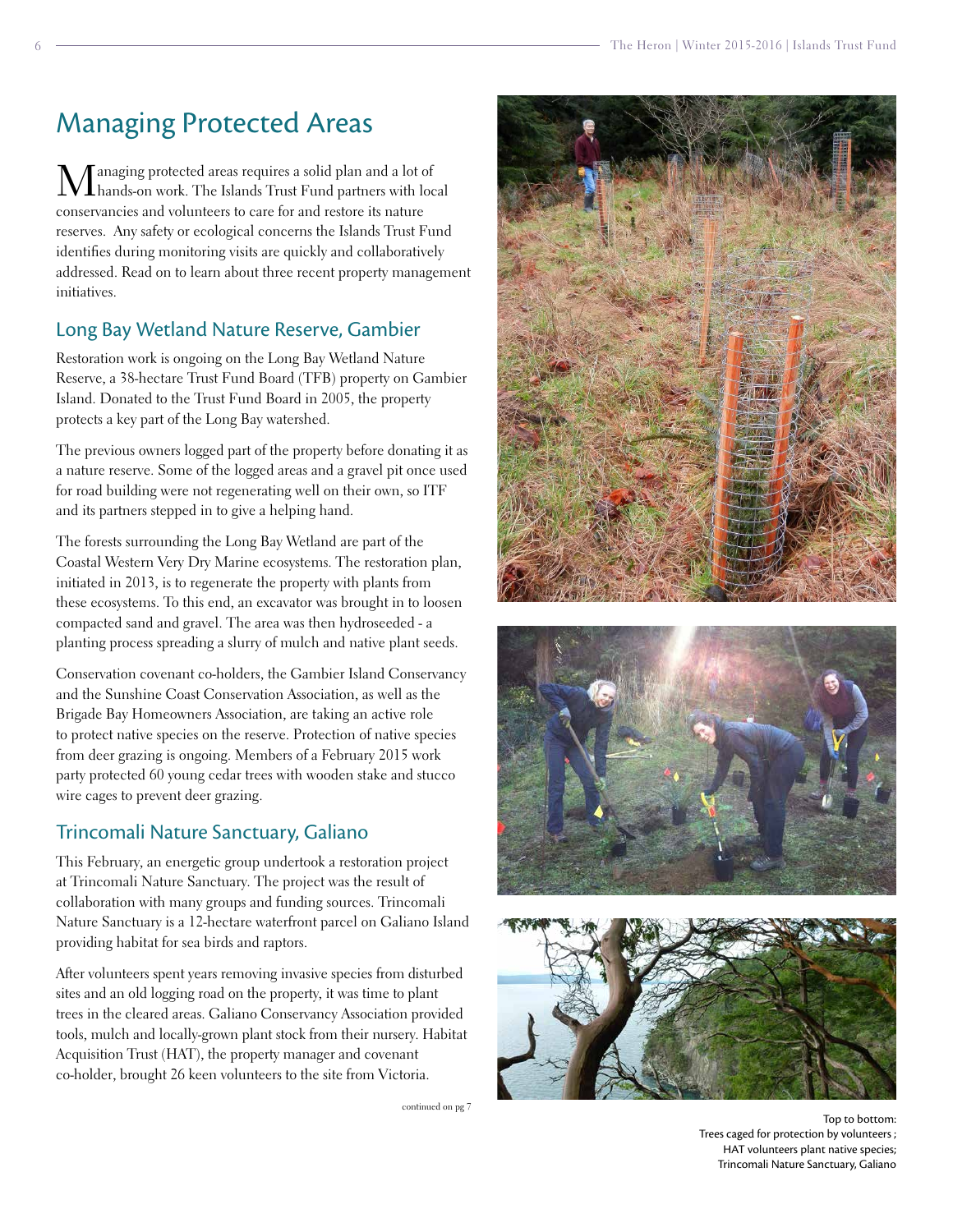# Managing Protected Areas

Managing protected areas requires a solid plan and a lot of hands-on work. The Islands Trust Fund partners with local conservancies and volunteers to care for and restore its nature reserves. Any safety or ecological concerns the Islands Trust Fund identifies during monitoring visits are quickly and collaboratively addressed. Read on to learn about three recent property management initiatives.

## Long Bay Wetland Nature Reserve, Gambier

Restoration work is ongoing on the Long Bay Wetland Nature Reserve, a 38-hectare Trust Fund Board (TFB) property on Gambier Island. Donated to the Trust Fund Board in 2005, the property protects a key part of the Long Bay watershed.

The previous owners logged part of the property before donating it as a nature reserve. Some of the logged areas and a gravel pit once used for road building were not regenerating well on their own, so ITF and its partners stepped in to give a helping hand.

The forests surrounding the Long Bay Wetland are part of the Coastal Western Very Dry Marine ecosystems. The restoration plan, initiated in 2013, is to regenerate the property with plants from these ecosystems. To this end, an excavator was brought in to loosen compacted sand and gravel. The area was then hydroseeded - a planting process spreading a slurry of mulch and native plant seeds.

Conservation covenant co-holders, the Gambier Island Conservancy and the Sunshine Coast Conservation Association, as well as the Brigade Bay Homeowners Association, are taking an active role to protect native species on the reserve. Protection of native species from deer grazing is ongoing. Members of a February 2015 work party protected 60 young cedar trees with wooden stake and stucco wire cages to prevent deer grazing.

## Trincomali Nature Sanctuary, Galiano

This February, an energetic group undertook a restoration project at Trincomali Nature Sanctuary. The project was the result of collaboration with many groups and funding sources. Trincomali Nature Sanctuary is a 12-hectare waterfront parcel on Galiano Island providing habitat for sea birds and raptors.

After volunteers spent years removing invasive species from disturbed sites and an old logging road on the property, it was time to plant trees in the cleared areas. Galiano Conservancy Association provided tools, mulch and locally-grown plant stock from their nursery. Habitat Acquisition Trust (HAT), the property manager and covenant co-holder, brought 26 keen volunteers to the site from Victoria.

continued on pg 7

Top to bottom:
Trees caged for protection by volunteers;
HAT volunteers plant native species;
Trincomali Nature Sanctuary, Galiano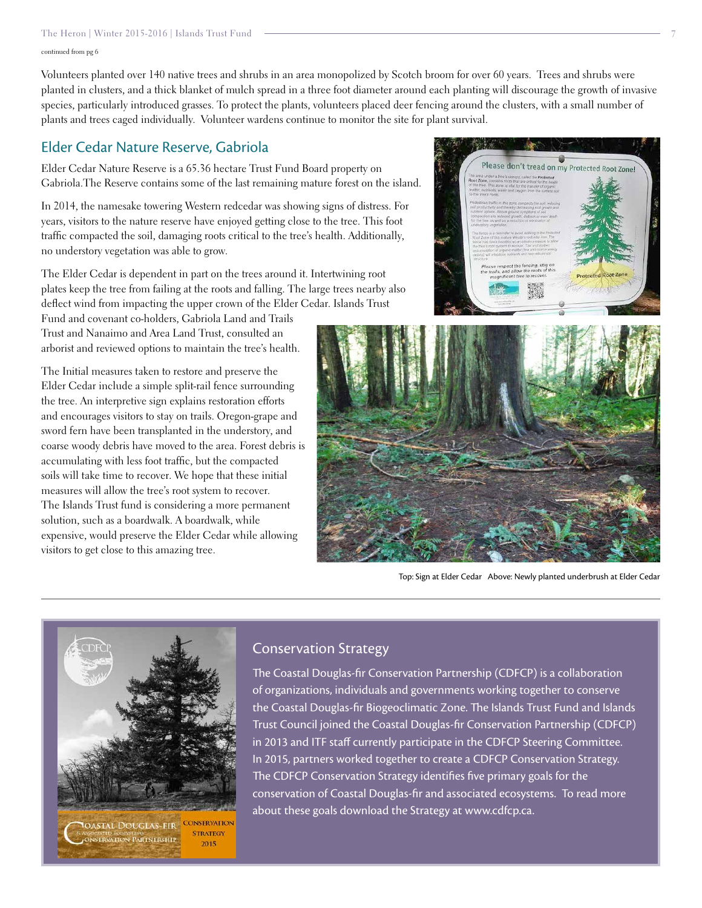continued from pg 6

Volunteers planted over 140 native trees and shrubs in an area monopolized by Scotch broom for over 60 years. Trees and shrubs were planted in clusters, and a thick blanket of mulch spread in a three foot diameter around each planting will discourage the growth of invasive species, particularly introduced grasses. To protect the plants, volunteers placed deer fencing around the clusters, with a small number of plants and trees caged individually. Volunteer wardens continue to monitor the site for plant survival.

## Elder Cedar Nature Reserve, Gabriola

Elder Cedar Nature Reserve is a 65.36 hectare Trust Fund Board property on Gabriola.The Reserve contains some of the last remaining mature forest on the island.

In 2014, the namesake towering Western redcedar was showing signs of distress. For years, visitors to the nature reserve have enjoyed getting close to the tree. This foot traffic compacted the soil, damaging roots critical to the tree's health. Additionally, no understory vegetation was able to grow.

The Elder Cedar is dependent in part on the trees around it. Intertwining root plates keep the tree from failing at the roots and falling. The large trees nearby also deflect wind from impacting the upper crown of the Elder Cedar. Islands Trust Fund and covenant co-holders, Gabriola Land and Trails Trust and Nanaimo and Area Land Trust, consulted an arborist and reviewed options to maintain the tree's health.

The Initial measures taken to restore and preserve the Elder Cedar include a simple split-rail fence surrounding the tree. An interpretive sign explains restoration efforts and encourages visitors to stay on trails. Oregon-grape and sword fern have been transplanted in the understory, and coarse woody debris have moved to the area. Forest debris is accumulating with less foot traffic, but the compacted soils will take time to recover. We hope that these initial measures will allow the tree's root system to recover. The Islands Trust fund is considering a more permanent solution, such as a boardwalk. A boardwalk, while expensive, would preserve the Elder Cedar while allowing visitors to get close to this amazing tree.

Top: Sign at Elder Cedar Above: Newly planted underbrush at Elder Cedar

## Conservation Strategy

The Coastal Douglas-fir Conservation Partnership (CDFCP) is a collaboration of organizations, individuals and governments working together to conserve the Coastal Douglas-fir Biogeoclimatic Zone. The Islands Trust Fund and Islands Trust Council joined the Coastal Douglas-fir Conservation Partnership (CDFCP) in 2013 and ITF staff currently participate in the CDFCP Steering Committee. In 2015, partners worked together to create a CDFCP Conservation Strategy. The CDFCP Conservation Strategy identifies five primary goals for the conservation of Coastal Douglas-fir and associated ecosystems. To read more about these goals download the Strategy at www.cdfcp.ca.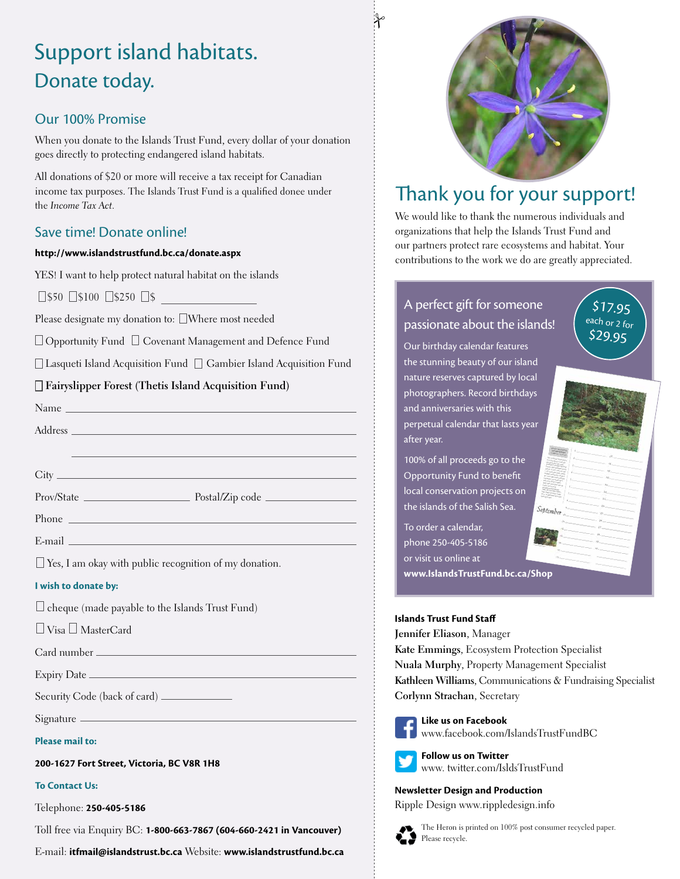# Support island habitats.
## Donate today.

### Our 100% Promise

When you donate to the Islands Trust Fund, every dollar of your donation goes directly to protecting endangered island habitats.

All donations of $20 or more will receive a tax receipt for Canadian income tax purposes. The Islands Trust Fund is a qualified donee under the *Income Tax Act*.

### Save time! Donate online!

**http://www.islandstrustfund.bc.ca/donate.aspx**

YES! I want to help protect natural habitat on the islands

☐ $50 ☐ $100 ☐ $250 ☐ $ ______________

Please designate my donation to: ☐ Where most needed

☐ Opportunity Fund ☐ Covenant Management and Defence Fund

☐ Lasqueti Island Acquisition Fund ☐ Gambier Island Acquisition Fund

☐ **Fairyslipper Forest (Thetis Island Acquisition Fund)**

Name ______________________________

Address ______________________________

______________________________

City ______________________________

Prov/State ______________ Postal/Zip code ______________

Phone ______________________________

E-mail ______________________________

☐ Yes, I am okay with public recognition of my donation.

**I wish to donate by:**

☐ cheque (made payable to the Islands Trust Fund)

☐ Visa ☐ MasterCard

Card number ______________________________

Expiry Date ______________________________

Security Code (back of card) ______________

Signature ______________________________

**Please mail to:**

**200-1627 Fort Street, Victoria, BC V8R 1H8**

**To Contact Us:**

Telephone: **250-405-5186**

Toll free via Enquiry BC: **1-800-663-7867 (604-660-2421 in Vancouver)**

E-mail: **itfmail@islandstrust.bc.ca** Website: **www.islandstrustfund.bc.ca**

## Thank you for your support!

We would like to thank the numerous individuals and organizations that help the Islands Trust Fund and our partners protect rare ecosystems and habitat. Your contributions to the work we do are greatly appreciated.

### A perfect gift for someone passionate about the islands!

$17.95 each or 2 for $29.95

Our birthday calendar features the stunning beauty of our island nature reserves captured by local photographers. Record birthdays and anniversaries with this perpetual calendar that lasts year after year.

100% of all proceeds go to the Opportunity Fund to benefit local conservation projects on the islands of the Salish Sea.

To order a calendar, phone 250-405-5186 or visit us online at **www.IslandsTrustFund.bc.ca/Shop**

**Islands Trust Fund Staff**

**Jennifer Eliason**, Manager
**Kate Emmings**, Ecosystem Protection Specialist
**Nuala Murphy**, Property Management Specialist
**Kathleen Williams**, Communications & Fundraising Specialist
**Corlynn Strachan**, Secretary

**Like us on Facebook**
www.facebook.com/IslandsTrustFundBC

**Follow us on Twitter**
www. twitter.com/IsldsTrustFund

**Newsletter Design and Production**
Ripple Design www.rippledesign.info

The Heron is printed on 100% post consumer recycled paper. Please recycle.